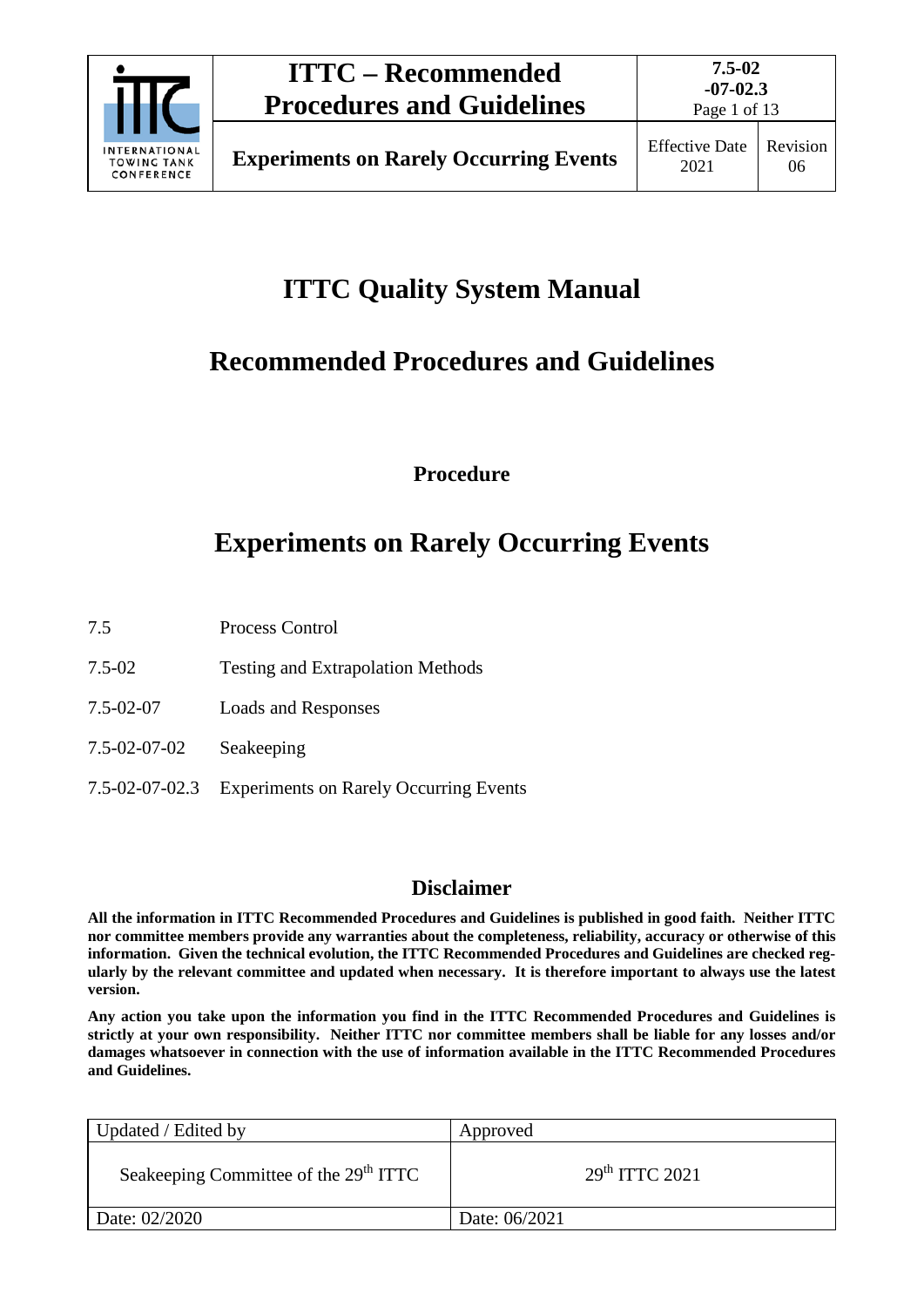# ITTC Quality System Manual

# Recommended Procedures and Guidelines

### Procedure

# Experiments on Rarely Occurring Events

| | |
|---|---|
| 7.5 | Process Control |
| 7.5-02 | Testing and Extrapolation Methods |
| 7.5-02-07 | Loads and Responses |
| 7.5-02-07-02 | Seakeeping |
| 7.5-02-07-02.3 | Experiments on Rarely Occurring Events |

## Disclaimer

**All the information in ITTC Recommended Procedures and Guidelines is published in good faith. Neither ITTC nor committee members provide any warranties about the completeness, reliability, accuracy or otherwise of this information. Given the technical evolution, the ITTC Recommended Procedures and Guidelines are checked regularly by the relevant committee and updated when necessary. It is therefore important to always use the latest version.**

**Any action you take upon the information you find in the ITTC Recommended Procedures and Guidelines is strictly at your own responsibility. Neither ITTC nor committee members shall be liable for any losses and/or damages whatsoever in connection with the use of information available in the ITTC Recommended Procedures and Guidelines.**

| Updated / Edited by | Approved |
|---|---|
| Seakeeping Committee of the 29th ITTC | 29th ITTC 2021 |
| Date: 02/2020 | Date: 06/2021 |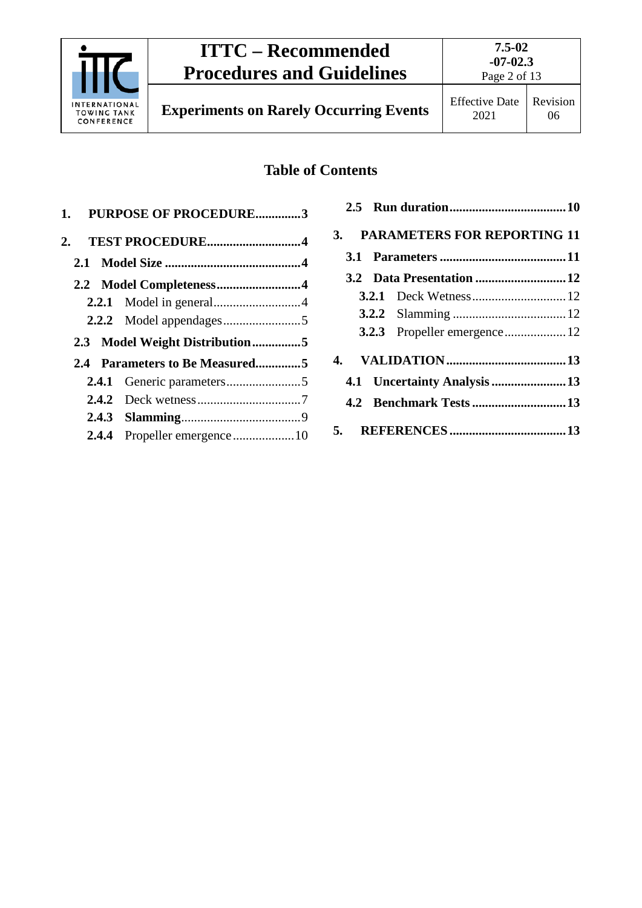## Table of Contents

1. **PURPOSE OF PROCEDURE** .............. 3
2. **TEST PROCEDURE** .............. 4
   - **2.1 Model Size** .............. 4
   - **2.2 Model Completeness** .............. 4
     - **2.2.1** Model in general .............. 4
     - **2.2.2** Model appendages .............. 5
   - **2.3 Model Weight Distribution** .............. 5
   - **2.4 Parameters to Be Measured** .............. 5
     - **2.4.1** Generic parameters .............. 5
     - **2.4.2** Deck wetness .............. 7
     - **2.4.3** **Slamming** .............. 9
     - **2.4.4** Propeller emergence .............. 10
   - **2.5 Run duration** .............. 10
3. **PARAMETERS FOR REPORTING** 11
   - **3.1 Parameters** .............. 11
   - **3.2 Data Presentation** .............. 12
     - **3.2.1** Deck Wetness .............. 12
     - **3.2.2** Slamming .............. 12
     - **3.2.3** Propeller emergence .............. 12
4. **VALIDATION** .............. 13
   - **4.1 Uncertainty Analysis** .............. 13
   - **4.2 Benchmark Tests** .............. 13
5. **REFERENCES** .............. 13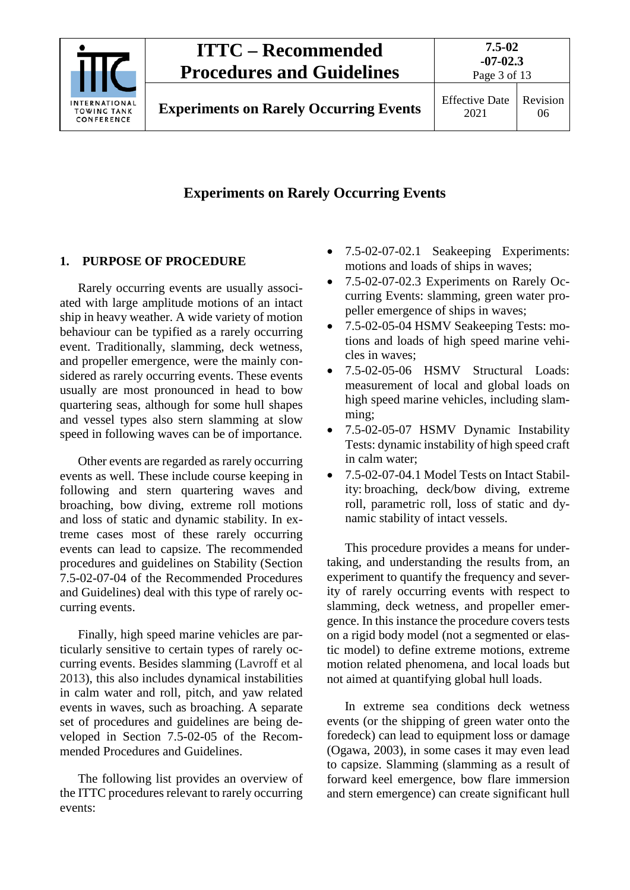# Experiments on Rarely Occurring Events

## 1. PURPOSE OF PROCEDURE

Rarely occurring events are usually associated with large amplitude motions of an intact ship in heavy weather. A wide variety of motion behaviour can be typified as a rarely occurring event. Traditionally, slamming, deck wetness, and propeller emergence, were the mainly considered as rarely occurring events. These events usually are most pronounced in head to bow quartering seas, although for some hull shapes and vessel types also stern slamming at slow speed in following waves can be of importance.

Other events are regarded as rarely occurring events as well. These include course keeping in following and stern quartering waves and broaching, bow diving, extreme roll motions and loss of static and dynamic stability. In extreme cases most of these rarely occurring events can lead to capsize. The recommended procedures and guidelines on Stability (Section 7.5-02-07-04 of the Recommended Procedures and Guidelines) deal with this type of rarely occurring events.

Finally, high speed marine vehicles are particularly sensitive to certain types of rarely occurring events. Besides slamming (Lavroff et al 2013), this also includes dynamical instabilities in calm water and roll, pitch, and yaw related events in waves, such as broaching. A separate set of procedures and guidelines are being developed in Section 7.5-02-05 of the Recommended Procedures and Guidelines.

The following list provides an overview of the ITTC procedures relevant to rarely occurring events:

- 7.5-02-07-02.1 Seakeeping Experiments: motions and loads of ships in waves;
- 7.5-02-07-02.3 Experiments on Rarely Occurring Events: slamming, green water propeller emergence of ships in waves;
- 7.5-02-05-04 HSMV Seakeeping Tests: motions and loads of high speed marine vehicles in waves;
- 7.5-02-05-06 HSMV Structural Loads: measurement of local and global loads on high speed marine vehicles, including slamming;
- 7.5-02-05-07 HSMV Dynamic Instability Tests: dynamic instability of high speed craft in calm water;
- 7.5-02-07-04.1 Model Tests on Intact Stability: broaching, deck/bow diving, extreme roll, parametric roll, loss of static and dynamic stability of intact vessels.

This procedure provides a means for undertaking, and understanding the results from, an experiment to quantify the frequency and severity of rarely occurring events with respect to slamming, deck wetness, and propeller emergence. In this instance the procedure covers tests on a rigid body model (not a segmented or elastic model) to define extreme motions, extreme motion related phenomena, and local loads but not aimed at quantifying global hull loads.

In extreme sea conditions deck wetness events (or the shipping of green water onto the foredeck) can lead to equipment loss or damage (Ogawa, 2003), in some cases it may even lead to capsize. Slamming (slamming as a result of forward keel emergence, bow flare immersion and stern emergence) can create significant hull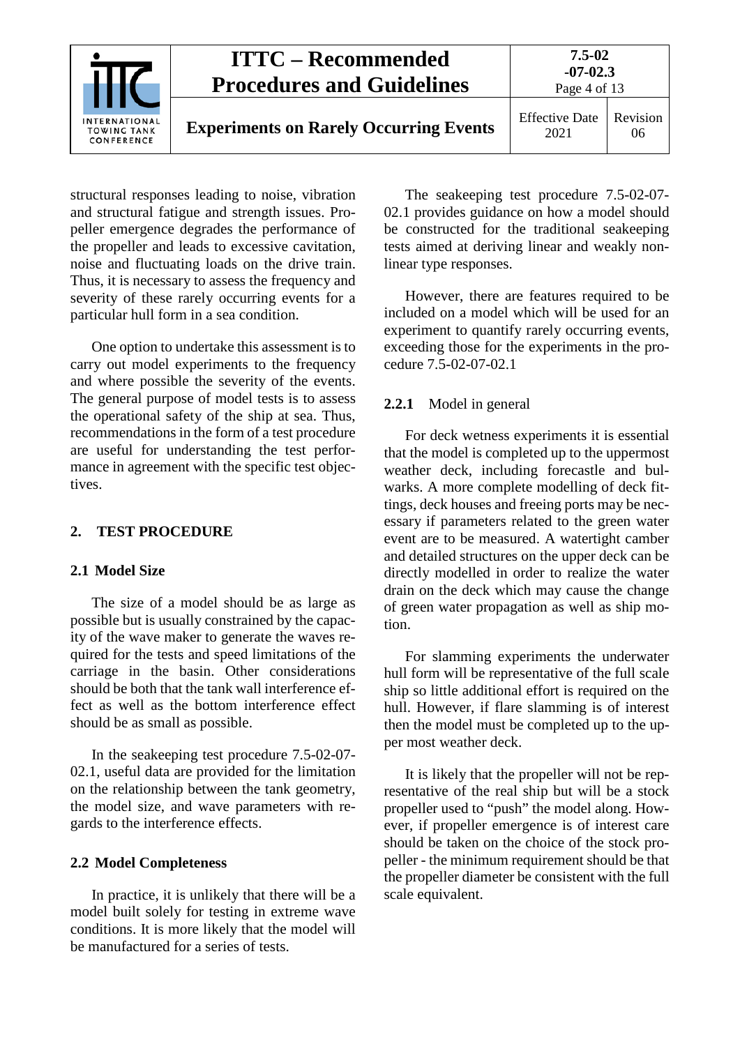structural responses leading to noise, vibration and structural fatigue and strength issues. Propeller emergence degrades the performance of the propeller and leads to excessive cavitation, noise and fluctuating loads on the drive train. Thus, it is necessary to assess the frequency and severity of these rarely occurring events for a particular hull form in a sea condition.

One option to undertake this assessment is to carry out model experiments to the frequency and where possible the severity of the events. The general purpose of model tests is to assess the operational safety of the ship at sea. Thus, recommendations in the form of a test procedure are useful for understanding the test performance in agreement with the specific test objectives.

## 2. TEST PROCEDURE

### 2.1 Model Size

The size of a model should be as large as possible but is usually constrained by the capacity of the wave maker to generate the waves required for the tests and speed limitations of the carriage in the basin. Other considerations should be both that the tank wall interference effect as well as the bottom interference effect should be as small as possible.

In the seakeeping test procedure 7.5-02-07-02.1, useful data are provided for the limitation on the relationship between the tank geometry, the model size, and wave parameters with regards to the interference effects.

### 2.2 Model Completeness

In practice, it is unlikely that there will be a model built solely for testing in extreme wave conditions. It is more likely that the model will be manufactured for a series of tests.

The seakeeping test procedure 7.5-02-07-02.1 provides guidance on how a model should be constructed for the traditional seakeeping tests aimed at deriving linear and weakly non-linear type responses.

However, there are features required to be included on a model which will be used for an experiment to quantify rarely occurring events, exceeding those for the experiments in the procedure 7.5-02-07-02.1

#### 2.2.1 Model in general

For deck wetness experiments it is essential that the model is completed up to the uppermost weather deck, including forecastle and bulwarks. A more complete modelling of deck fittings, deck houses and freeing ports may be necessary if parameters related to the green water event are to be measured. A watertight camber and detailed structures on the upper deck can be directly modelled in order to realize the water drain on the deck which may cause the change of green water propagation as well as ship motion.

For slamming experiments the underwater hull form will be representative of the full scale ship so little additional effort is required on the hull. However, if flare slamming is of interest then the model must be completed up to the upper most weather deck.

It is likely that the propeller will not be representative of the real ship but will be a stock propeller used to "push" the model along. However, if propeller emergence is of interest care should be taken on the choice of the stock propeller - the minimum requirement should be that the propeller diameter be consistent with the full scale equivalent.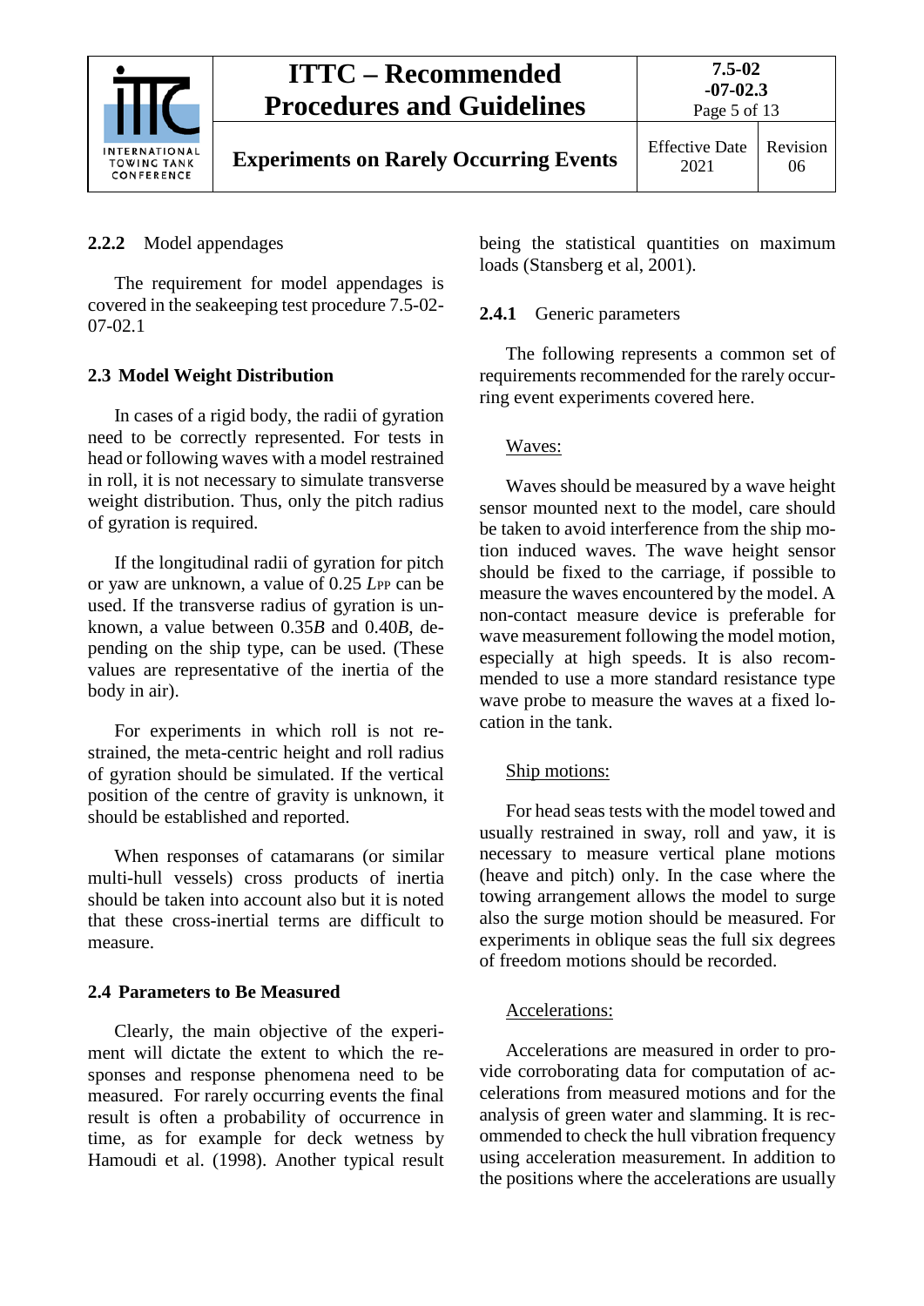#### 2.2.2 Model appendages

The requirement for model appendages is covered in the seakeeping test procedure 7.5-02-07-02.1

### 2.3 Model Weight Distribution

In cases of a rigid body, the radii of gyration need to be correctly represented. For tests in head or following waves with a model restrained in roll, it is not necessary to simulate transverse weight distribution. Thus, only the pitch radius of gyration is required.

If the longitudinal radii of gyration for pitch or yaw are unknown, a value of 0.25 $L_{PP}$ can be used. If the transverse radius of gyration is unknown, a value between 0.35$B$ and 0.40$B$, depending on the ship type, can be used. (These values are representative of the inertia of the body in air).

For experiments in which roll is not restrained, the meta-centric height and roll radius of gyration should be simulated. If the vertical position of the centre of gravity is unknown, it should be established and reported.

When responses of catamarans (or similar multi-hull vessels) cross products of inertia should be taken into account also but it is noted that these cross-inertial terms are difficult to measure.

### 2.4 Parameters to Be Measured

Clearly, the main objective of the experiment will dictate the extent to which the responses and response phenomena need to be measured. For rarely occurring events the final result is often a probability of occurrence in time, as for example for deck wetness by Hamoudi et al. (1998). Another typical result being the statistical quantities on maximum loads (Stansberg et al, 2001).

#### 2.4.1 Generic parameters

The following represents a common set of requirements recommended for the rarely occurring event experiments covered here.

Waves:

Waves should be measured by a wave height sensor mounted next to the model, care should be taken to avoid interference from the ship motion induced waves. The wave height sensor should be fixed to the carriage, if possible to measure the waves encountered by the model. A non-contact measure device is preferable for wave measurement following the model motion, especially at high speeds. It is also recommended to use a more standard resistance type wave probe to measure the waves at a fixed location in the tank.

Ship motions:

For head seas tests with the model towed and usually restrained in sway, roll and yaw, it is necessary to measure vertical plane motions (heave and pitch) only. In the case where the towing arrangement allows the model to surge also the surge motion should be measured. For experiments in oblique seas the full six degrees of freedom motions should be recorded.

Accelerations:

Accelerations are measured in order to provide corroborating data for computation of accelerations from measured motions and for the analysis of green water and slamming. It is recommended to check the hull vibration frequency using acceleration measurement. In addition to the positions where the accelerations are usually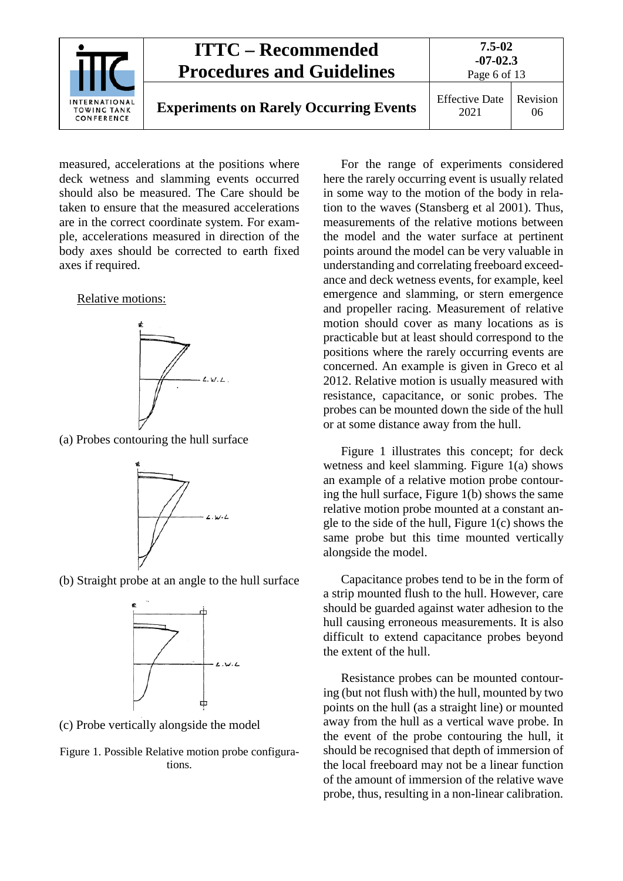measured, accelerations at the positions where deck wetness and slamming events occurred should also be measured. The Care should be taken to ensure that the measured accelerations are in the correct coordinate system. For example, accelerations measured in direction of the body axes should be corrected to earth fixed axes if required.

Relative motions:

(a) Probes contouring the hull surface

(b) Straight probe at an angle to the hull surface

(c) Probe vertically alongside the model

Figure 1. Possible Relative motion probe configurations.

For the range of experiments considered here the rarely occurring event is usually related in some way to the motion of the body in relation to the waves (Stansberg et al 2001). Thus, measurements of the relative motions between the model and the water surface at pertinent points around the model can be very valuable in understanding and correlating freeboard exceedance and deck wetness events, for example, keel emergence and slamming, or stern emergence and propeller racing. Measurement of relative motion should cover as many locations as is practicable but at least should correspond to the positions where the rarely occurring events are concerned. An example is given in Greco et al 2012. Relative motion is usually measured with resistance, capacitance, or sonic probes. The probes can be mounted down the side of the hull or at some distance away from the hull.

Figure 1 illustrates this concept; for deck wetness and keel slamming. Figure 1(a) shows an example of a relative motion probe contouring the hull surface, Figure 1(b) shows the same relative motion probe mounted at a constant angle to the side of the hull, Figure 1(c) shows the same probe but this time mounted vertically alongside the model.

Capacitance probes tend to be in the form of a strip mounted flush to the hull. However, care should be guarded against water adhesion to the hull causing erroneous measurements. It is also difficult to extend capacitance probes beyond the extent of the hull.

Resistance probes can be mounted contouring (but not flush with) the hull, mounted by two points on the hull (as a straight line) or mounted away from the hull as a vertical wave probe. In the event of the probe contouring the hull, it should be recognised that depth of immersion of the local freeboard may not be a linear function of the amount of immersion of the relative wave probe, thus, resulting in a non-linear calibration.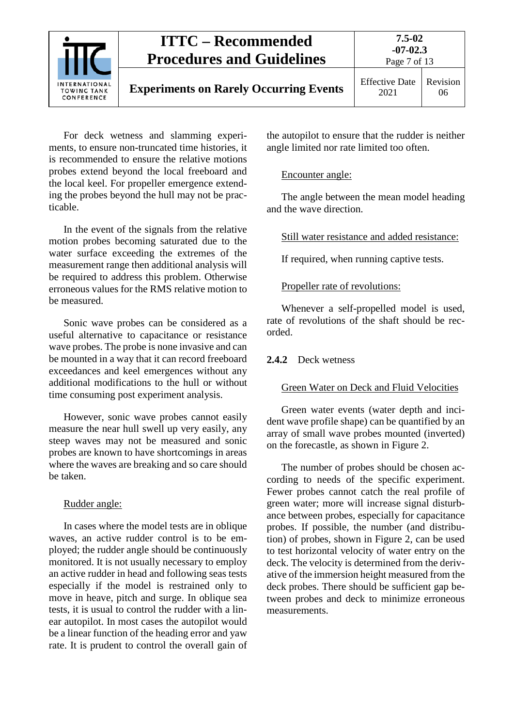For deck wetness and slamming experiments, to ensure non-truncated time histories, it is recommended to ensure the relative motions probes extend beyond the local freeboard and the local keel. For propeller emergence extending the probes beyond the hull may not be practicable.

In the event of the signals from the relative motion probes becoming saturated due to the water surface exceeding the extremes of the measurement range then additional analysis will be required to address this problem. Otherwise erroneous values for the RMS relative motion to be measured.

Sonic wave probes can be considered as a useful alternative to capacitance or resistance wave probes. The probe is none invasive and can be mounted in a way that it can record freeboard exceedances and keel emergences without any additional modifications to the hull or without time consuming post experiment analysis.

However, sonic wave probes cannot easily measure the near hull swell up very easily, any steep waves may not be measured and sonic probes are known to have shortcomings in areas where the waves are breaking and so care should be taken.

Rudder angle:

In cases where the model tests are in oblique waves, an active rudder control is to be employed; the rudder angle should be continuously monitored. It is not usually necessary to employ an active rudder in head and following seas tests especially if the model is restrained only to move in heave, pitch and surge. In oblique sea tests, it is usual to control the rudder with a linear autopilot. In most cases the autopilot would be a linear function of the heading error and yaw rate. It is prudent to control the overall gain of the autopilot to ensure that the rudder is neither angle limited nor rate limited too often.

Encounter angle:

The angle between the mean model heading and the wave direction.

Still water resistance and added resistance:

If required, when running captive tests.

Propeller rate of revolutions:

Whenever a self-propelled model is used, rate of revolutions of the shaft should be recorded.

### 2.4.2 Deck wetness

Green Water on Deck and Fluid Velocities

Green water events (water depth and incident wave profile shape) can be quantified by an array of small wave probes mounted (inverted) on the forecastle, as shown in Figure 2.

The number of probes should be chosen according to needs of the specific experiment. Fewer probes cannot catch the real profile of green water; more will increase signal disturbance between probes, especially for capacitance probes. If possible, the number (and distribution) of probes, shown in Figure 2, can be used to test horizontal velocity of water entry on the deck. The velocity is determined from the derivative of the immersion height measured from the deck probes. There should be sufficient gap between probes and deck to minimize erroneous measurements.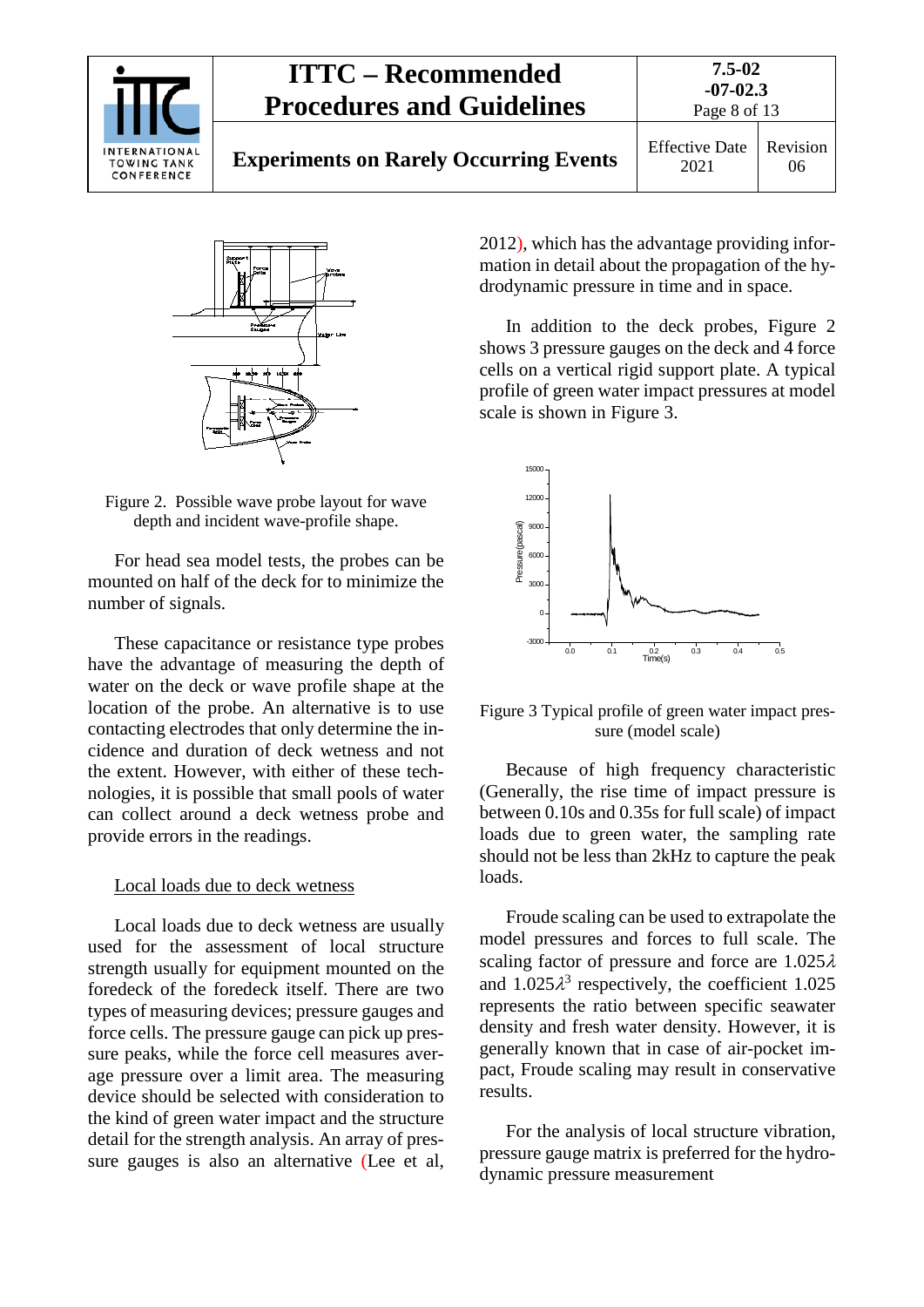Figure 2. Possible wave probe layout for wave depth and incident wave-profile shape.

For head sea model tests, the probes can be mounted on half of the deck for to minimize the number of signals.

These capacitance or resistance type probes have the advantage of measuring the depth of water on the deck or wave profile shape at the location of the probe. An alternative is to use contacting electrodes that only determine the incidence and duration of deck wetness and not the extent. However, with either of these technologies, it is possible that small pools of water can collect around a deck wetness probe and provide errors in the readings.

Local loads due to deck wetness

Local loads due to deck wetness are usually used for the assessment of local structure strength usually for equipment mounted on the foredeck of the foredeck itself. There are two types of measuring devices; pressure gauges and force cells. The pressure gauge can pick up pressure peaks, while the force cell measures average pressure over a limit area. The measuring device should be selected with consideration to the kind of green water impact and the structure detail for the strength analysis. An array of pressure gauges is also an alternative (Lee et al, 2012), which has the advantage providing information in detail about the propagation of the hydrodynamic pressure in time and in space.

In addition to the deck probes, Figure 2 shows 3 pressure gauges on the deck and 4 force cells on a vertical rigid support plate. A typical profile of green water impact pressures at model scale is shown in Figure 3.

Figure 3 Typical profile of green water impact pressure (model scale)

Because of high frequency characteristic (Generally, the rise time of impact pressure is between 0.10s and 0.35s for full scale) of impact loads due to green water, the sampling rate should not be less than 2kHz to capture the peak loads.

Froude scaling can be used to extrapolate the model pressures and forces to full scale. The scaling factor of pressure and force are $1.025\lambda$ and $1.025\lambda^3$ respectively, the coefficient 1.025 represents the ratio between specific seawater density and fresh water density. However, it is generally known that in case of air-pocket impact, Froude scaling may result in conservative results.

For the analysis of local structure vibration, pressure gauge matrix is preferred for the hydrodynamic pressure measurement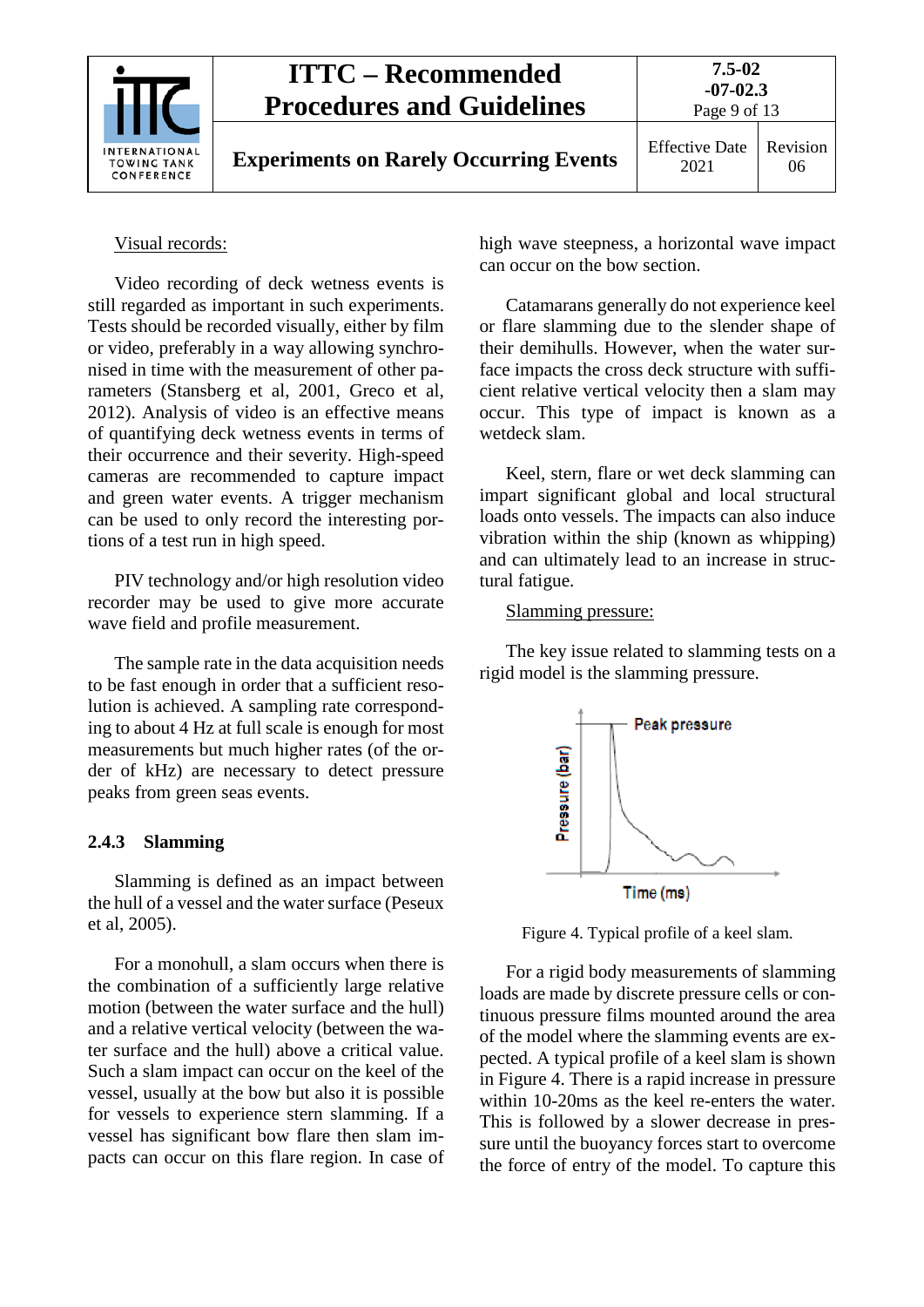Visual records:

Video recording of deck wetness events is still regarded as important in such experiments. Tests should be recorded visually, either by film or video, preferably in a way allowing synchronised in time with the measurement of other parameters (Stansberg et al, 2001, Greco et al, 2012). Analysis of video is an effective means of quantifying deck wetness events in terms of their occurrence and their severity. High-speed cameras are recommended to capture impact and green water events. A trigger mechanism can be used to only record the interesting portions of a test run in high speed.

PIV technology and/or high resolution video recorder may be used to give more accurate wave field and profile measurement.

The sample rate in the data acquisition needs to be fast enough in order that a sufficient resolution is achieved. A sampling rate corresponding to about 4 Hz at full scale is enough for most measurements but much higher rates (of the order of kHz) are necessary to detect pressure peaks from green seas events.

### 2.4.3 Slamming

Slamming is defined as an impact between the hull of a vessel and the water surface (Peseux et al, 2005).

For a monohull, a slam occurs when there is the combination of a sufficiently large relative motion (between the water surface and the hull) and a relative vertical velocity (between the water surface and the hull) above a critical value. Such a slam impact can occur on the keel of the vessel, usually at the bow but also it is possible for vessels to experience stern slamming. If a vessel has significant bow flare then slam impacts can occur on this flare region. In case of high wave steepness, a horizontal wave impact can occur on the bow section.

Catamarans generally do not experience keel or flare slamming due to the slender shape of their demihulls. However, when the water surface impacts the cross deck structure with sufficient relative vertical velocity then a slam may occur. This type of impact is known as a wetdeck slam.

Keel, stern, flare or wet deck slamming can impart significant global and local structural loads onto vessels. The impacts can also induce vibration within the ship (known as whipping) and can ultimately lead to an increase in structural fatigue.

Slamming pressure:

The key issue related to slamming tests on a rigid model is the slamming pressure.

Figure 4. Typical profile of a keel slam.

For a rigid body measurements of slamming loads are made by discrete pressure cells or continuous pressure films mounted around the area of the model where the slamming events are expected. A typical profile of a keel slam is shown in Figure 4. There is a rapid increase in pressure within 10-20ms as the keel re-enters the water. This is followed by a slower decrease in pressure until the buoyancy forces start to overcome the force of entry of the model. To capture this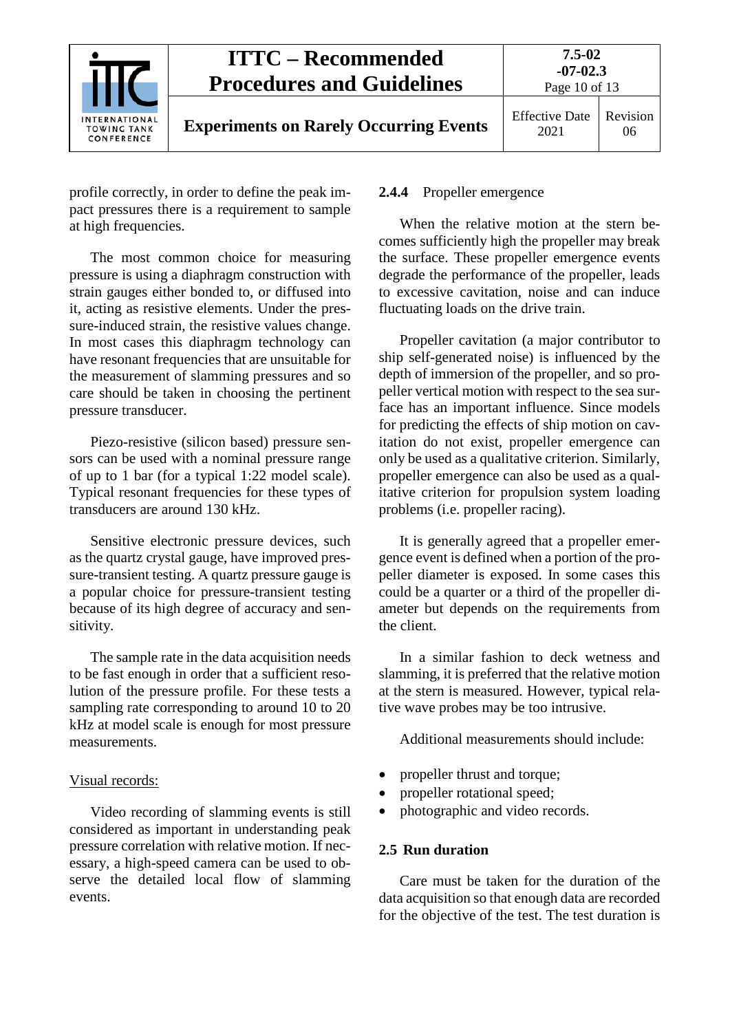profile correctly, in order to define the peak impact pressures there is a requirement to sample at high frequencies.

The most common choice for measuring pressure is using a diaphragm construction with strain gauges either bonded to, or diffused into it, acting as resistive elements. Under the pressure-induced strain, the resistive values change. In most cases this diaphragm technology can have resonant frequencies that are unsuitable for the measurement of slamming pressures and so care should be taken in choosing the pertinent pressure transducer.

Piezo-resistive (silicon based) pressure sensors can be used with a nominal pressure range of up to 1 bar (for a typical 1:22 model scale). Typical resonant frequencies for these types of transducers are around 130 kHz.

Sensitive electronic pressure devices, such as the quartz crystal gauge, have improved pressure-transient testing. A quartz pressure gauge is a popular choice for pressure-transient testing because of its high degree of accuracy and sensitivity.

The sample rate in the data acquisition needs to be fast enough in order that a sufficient resolution of the pressure profile. For these tests a sampling rate corresponding to around 10 to 20 kHz at model scale is enough for most pressure measurements.

<u>Visual records:</u>

Video recording of slamming events is still considered as important in understanding peak pressure correlation with relative motion. If necessary, a high-speed camera can be used to observe the detailed local flow of slamming events.

### 2.4.4 Propeller emergence

When the relative motion at the stern becomes sufficiently high the propeller may break the surface. These propeller emergence events degrade the performance of the propeller, leads to excessive cavitation, noise and can induce fluctuating loads on the drive train.

Propeller cavitation (a major contributor to ship self-generated noise) is influenced by the depth of immersion of the propeller, and so propeller vertical motion with respect to the sea surface has an important influence. Since models for predicting the effects of ship motion on cavitation do not exist, propeller emergence can only be used as a qualitative criterion. Similarly, propeller emergence can also be used as a qualitative criterion for propulsion system loading problems (i.e. propeller racing).

It is generally agreed that a propeller emergence event is defined when a portion of the propeller diameter is exposed. In some cases this could be a quarter or a third of the propeller diameter but depends on the requirements from the client.

In a similar fashion to deck wetness and slamming, it is preferred that the relative motion at the stern is measured. However, typical relative wave probes may be too intrusive.

Additional measurements should include:

- propeller thrust and torque;
- propeller rotational speed;
- photographic and video records.

## 2.5 Run duration

Care must be taken for the duration of the data acquisition so that enough data are recorded for the objective of the test. The test duration is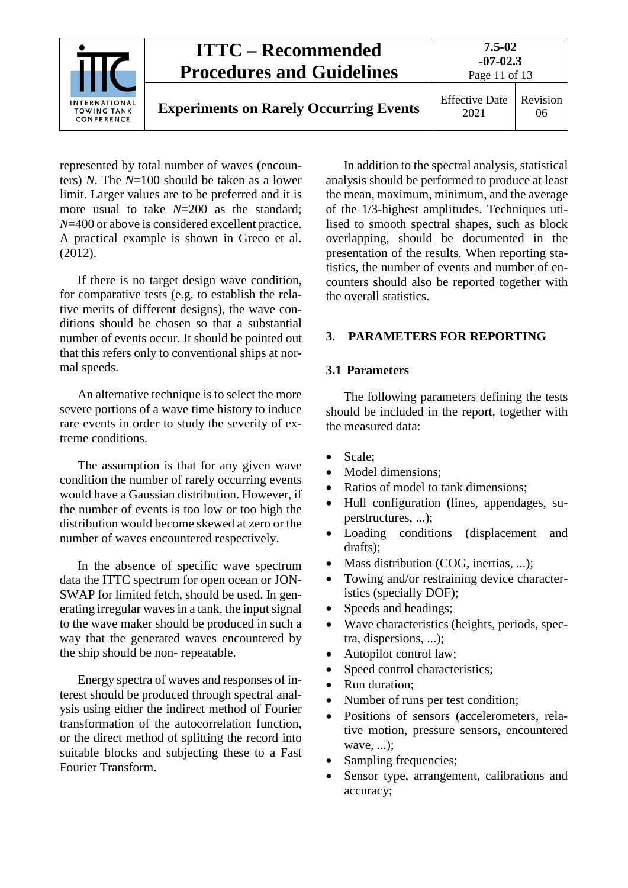represented by total number of waves (encounters) $N$. The $N$=100 should be taken as a lower limit. Larger values are to be preferred and it is more usual to take $N$=200 as the standard; $N$=400 or above is considered excellent practice. A practical example is shown in Greco et al. (2012).

If there is no target design wave condition, for comparative tests (e.g. to establish the relative merits of different designs), the wave conditions should be chosen so that a substantial number of events occur. It should be pointed out that this refers only to conventional ships at normal speeds.

An alternative technique is to select the more severe portions of a wave time history to induce rare events in order to study the severity of extreme conditions.

The assumption is that for any given wave condition the number of rarely occurring events would have a Gaussian distribution. However, if the number of events is too low or too high the distribution would become skewed at zero or the number of waves encountered respectively.

In the absence of specific wave spectrum data the ITTC spectrum for open ocean or JONSWAP for limited fetch, should be used. In generating irregular waves in a tank, the input signal to the wave maker should be produced in such a way that the generated waves encountered by the ship should be non- repeatable.

Energy spectra of waves and responses of interest should be produced through spectral analysis using either the indirect method of Fourier transformation of the autocorrelation function, or the direct method of splitting the record into suitable blocks and subjecting these to a Fast Fourier Transform.

In addition to the spectral analysis, statistical analysis should be performed to produce at least the mean, maximum, minimum, and the average of the 1/3-highest amplitudes. Techniques utilised to smooth spectral shapes, such as block overlapping, should be documented in the presentation of the results. When reporting statistics, the number of events and number of encounters should also be reported together with the overall statistics.

## 3. PARAMETERS FOR REPORTING

### 3.1 Parameters

The following parameters defining the tests should be included in the report, together with the measured data:

- Scale;
- Model dimensions;
- Ratios of model to tank dimensions;
- Hull configuration (lines, appendages, superstructures, ...);
- Loading conditions (displacement and drafts);
- Mass distribution (COG, inertias, ...);
- Towing and/or restraining device characteristics (specially DOF);
- Speeds and headings;
- Wave characteristics (heights, periods, spectra, dispersions, ...);
- Autopilot control law;
- Speed control characteristics;
- Run duration;
- Number of runs per test condition;
- Positions of sensors (accelerometers, relative motion, pressure sensors, encountered wave, ...);
- Sampling frequencies;
- Sensor type, arrangement, calibrations and accuracy;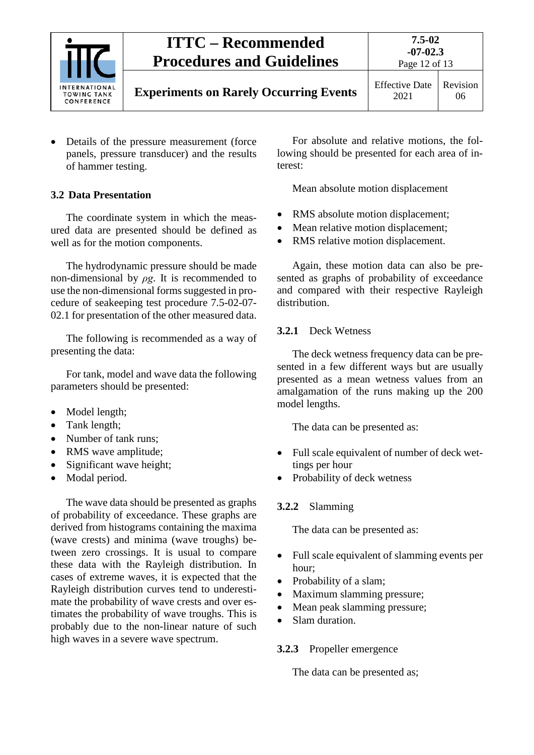- Details of the pressure measurement (force panels, pressure transducer) and the results of hammer testing.

## 3.2 Data Presentation

The coordinate system in which the measured data are presented should be defined as well as for the motion components.

The hydrodynamic pressure should be made non-dimensional by $\rho g$. It is recommended to use the non-dimensional forms suggested in procedure of seakeeping test procedure 7.5-02-07-02.1 for presentation of the other measured data.

The following is recommended as a way of presenting the data:

For tank, model and wave data the following parameters should be presented:

- Model length;
- Tank length;
- Number of tank runs;
- RMS wave amplitude;
- Significant wave height;
- Modal period.

The wave data should be presented as graphs of probability of exceedance. These graphs are derived from histograms containing the maxima (wave crests) and minima (wave troughs) between zero crossings. It is usual to compare these data with the Rayleigh distribution. In cases of extreme waves, it is expected that the Rayleigh distribution curves tend to underestimate the probability of wave crests and over estimates the probability of wave troughs. This is probably due to the non-linear nature of such high waves in a severe wave spectrum.

For absolute and relative motions, the following should be presented for each area of interest:

Mean absolute motion displacement

- RMS absolute motion displacement;
- Mean relative motion displacement;
- RMS relative motion displacement.

Again, these motion data can also be presented as graphs of probability of exceedance and compared with their respective Rayleigh distribution.

### 3.2.1 Deck Wetness

The deck wetness frequency data can be presented in a few different ways but are usually presented as a mean wetness values from an amalgamation of the runs making up the 200 model lengths.

The data can be presented as:

- Full scale equivalent of number of deck wettings per hour
- Probability of deck wetness

### 3.2.2 Slamming

The data can be presented as:

- Full scale equivalent of slamming events per hour;
- Probability of a slam;
- Maximum slamming pressure;
- Mean peak slamming pressure;
- Slam duration.

### 3.2.3 Propeller emergence

The data can be presented as;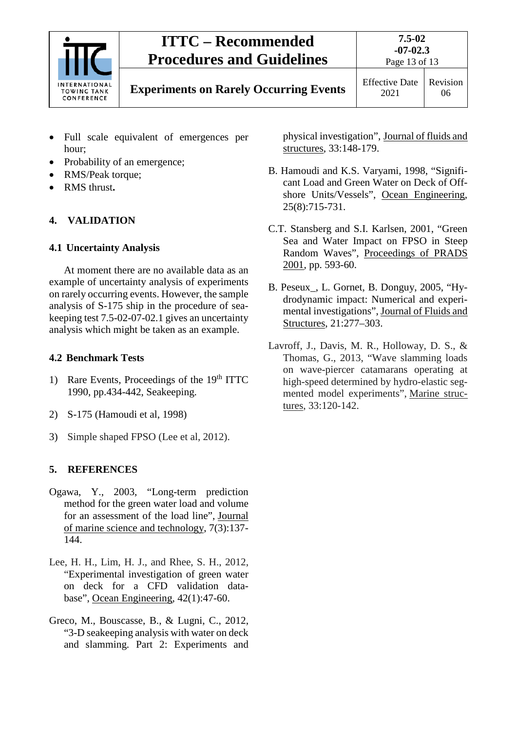- Full scale equivalent of emergences per hour;
- Probability of an emergence;
- RMS/Peak torque;
- RMS thrust**.**

## 4. VALIDATION

### 4.1 Uncertainty Analysis

At moment there are no available data as an example of uncertainty analysis of experiments on rarely occurring events. However, the sample analysis of S-175 ship in the procedure of seakeeping test 7.5-02-07-02.1 gives an uncertainty analysis which might be taken as an example.

### 4.2 Benchmark Tests

1) Rare Events, Proceedings of the 19th ITTC 1990, pp.434-442, Seakeeping.

2) S-175 (Hamoudi et al, 1998)

3) Simple shaped FPSO (Lee et al, 2012).

## 5. REFERENCES

Ogawa, Y., 2003, "Long-term prediction method for the green water load and volume for an assessment of the load line", Journal of marine science and technology, 7(3):137-144.

Lee, H. H., Lim, H. J., and Rhee, S. H., 2012, "Experimental investigation of green water on deck for a CFD validation database", Ocean Engineering, 42(1):47-60.

Greco, M., Bouscasse, B., & Lugni, C., 2012, "3-D seakeeping analysis with water on deck and slamming. Part 2: Experiments and physical investigation", Journal of fluids and structures, 33:148-179.

B. Hamoudi and K.S. Varyami, 1998, "Significant Load and Green Water on Deck of Offshore Units/Vessels", Ocean Engineering, 25(8):715-731.

C.T. Stansberg and S.I. Karlsen, 2001, "Green Sea and Water Impact on FPSO in Steep Random Waves", Proceedings of PRADS 2001, pp. 593-60.

B. Peseux_, L. Gornet, B. Donguy, 2005, "Hydrodynamic impact: Numerical and experimental investigations", Journal of Fluids and Structures, 21:277–303.

Lavroff, J., Davis, M. R., Holloway, D. S., & Thomas, G., 2013, "Wave slamming loads on wave-piercer catamarans operating at high-speed determined by hydro-elastic segmented model experiments", Marine structures, 33:120-142.